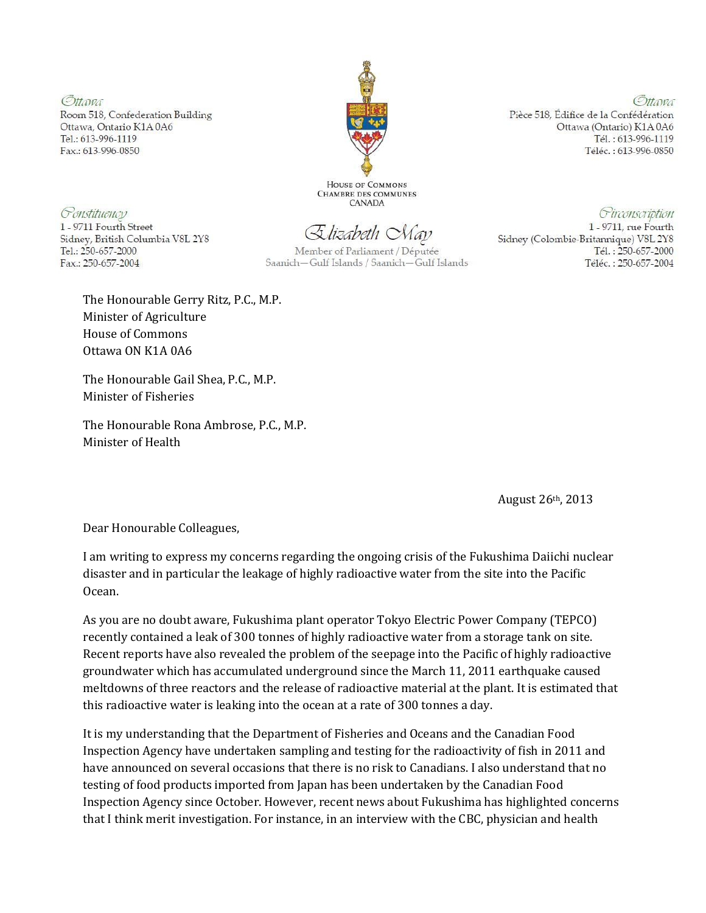Ottawa
Room 518, Confederation Building
Ottawa, Ontario K1A 0A6
Tel.: 613-996-1119
Fax.: 613-996-0850

Ottawa
Pièce 518, Édifice de la Confédération
Ottawa (Ontario) K1A 0A6
Tél. : 613-996-1119
Téléc. : 613-996-0850

HOUSE OF COMMONS
CHAMBRE DES COMMUNES
CANADA

Constituency
1 - 9711 Fourth Street
Sidney, British Columbia V8L 2Y8
Tel.: 250-657-2000
Fax.: 250-657-2004

Elizabeth May
Member of Parliament / Députée
Saanich—Gulf Islands / Saanich—Gulf Islands

Circonscription
1 - 9711, rue Fourth
Sidney (Colombie-Britannique) V8L 2Y8
Tél. : 250-657-2000
Téléc. : 250-657-2004

The Honourable Gerry Ritz, P.C., M.P.
Minister of Agriculture
House of Commons
Ottawa ON K1A 0A6

The Honourable Gail Shea, P.C., M.P.
Minister of Fisheries

The Honourable Rona Ambrose, P.C., M.P.
Minister of Health

August 26th, 2013

Dear Honourable Colleagues,

I am writing to express my concerns regarding the ongoing crisis of the Fukushima Daiichi nuclear disaster and in particular the leakage of highly radioactive water from the site into the Pacific Ocean.

As you are no doubt aware, Fukushima plant operator Tokyo Electric Power Company (TEPCO) recently contained a leak of 300 tonnes of highly radioactive water from a storage tank on site. Recent reports have also revealed the problem of the seepage into the Pacific of highly radioactive groundwater which has accumulated underground since the March 11, 2011 earthquake caused meltdowns of three reactors and the release of radioactive material at the plant. It is estimated that this radioactive water is leaking into the ocean at a rate of 300 tonnes a day.

It is my understanding that the Department of Fisheries and Oceans and the Canadian Food Inspection Agency have undertaken sampling and testing for the radioactivity of fish in 2011 and have announced on several occasions that there is no risk to Canadians. I also understand that no testing of food products imported from Japan has been undertaken by the Canadian Food Inspection Agency since October. However, recent news about Fukushima has highlighted concerns that I think merit investigation. For instance, in an interview with the CBC, physician and health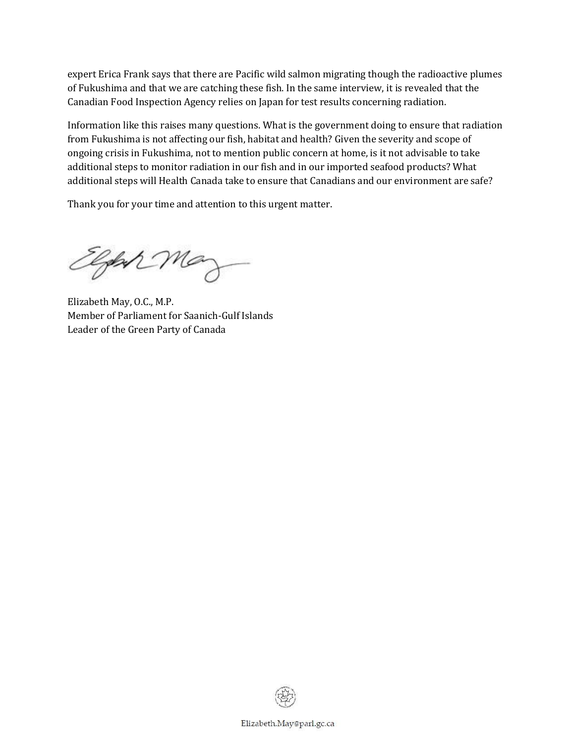expert Erica Frank says that there are Pacific wild salmon migrating though the radioactive plumes of Fukushima and that we are catching these fish. In the same interview, it is revealed that the Canadian Food Inspection Agency relies on Japan for test results concerning radiation.

Information like this raises many questions. What is the government doing to ensure that radiation from Fukushima is not affecting our fish, habitat and health? Given the severity and scope of ongoing crisis in Fukushima, not to mention public concern at home, is it not advisable to take additional steps to monitor radiation in our fish and in our imported seafood products? What additional steps will Health Canada take to ensure that Canadians and our environment are safe?

Thank you for your time and attention to this urgent matter.

Elizabeth May, O.C., M.P.
Member of Parliament for Saanich-Gulf Islands
Leader of the Green Party of Canada

Elizabeth.May@parl.gc.ca